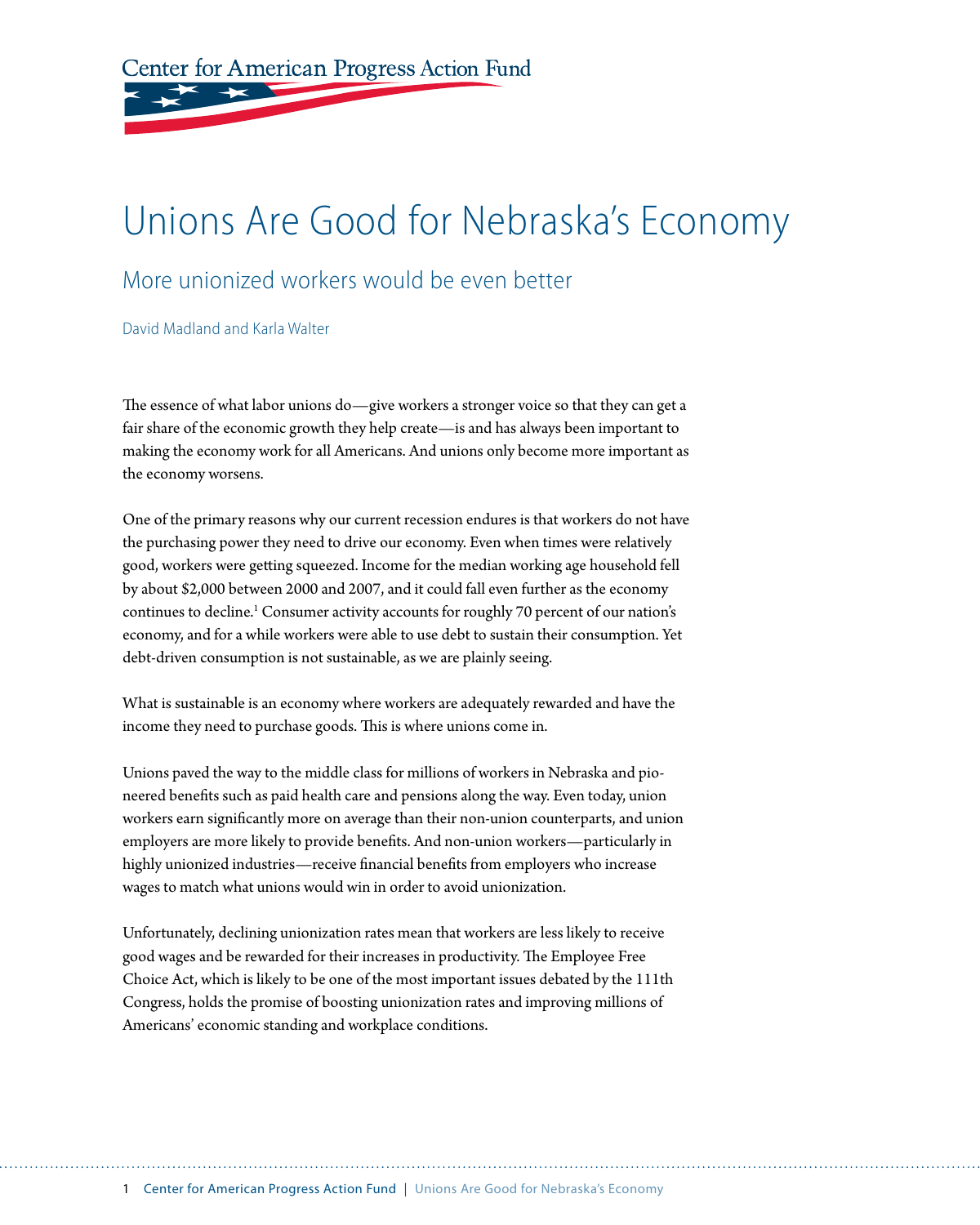Center for American Progress Action Fund

# Unions Are Good for Nebraska's Economy

## More unionized workers would be even better

David Madland and Karla Walter

The essence of what labor unions do—give workers a stronger voice so that they can get a fair share of the economic growth they help create—is and has always been important to making the economy work for all Americans. And unions only become more important as the economy worsens.

One of the primary reasons why our current recession endures is that workers do not have the purchasing power they need to drive our economy. Even when times were relatively good, workers were getting squeezed. Income for the median working age household fell by about $2,000 between 2000 and 2007, and it could fall even further as the economy continues to decline.[1] Consumer activity accounts for roughly 70 percent of our nation's economy, and for a while workers were able to use debt to sustain their consumption. Yet debt-driven consumption is not sustainable, as we are plainly seeing.

What is sustainable is an economy where workers are adequately rewarded and have the income they need to purchase goods. This is where unions come in.

Unions paved the way to the middle class for millions of workers in Nebraska and pioneered benefits such as paid health care and pensions along the way. Even today, union workers earn significantly more on average than their non-union counterparts, and union employers are more likely to provide benefits. And non-union workers—particularly in highly unionized industries—receive financial benefits from employers who increase wages to match what unions would win in order to avoid unionization.

Unfortunately, declining unionization rates mean that workers are less likely to receive good wages and be rewarded for their increases in productivity. The Employee Free Choice Act, which is likely to be one of the most important issues debated by the 111th Congress, holds the promise of boosting unionization rates and improving millions of Americans' economic standing and workplace conditions.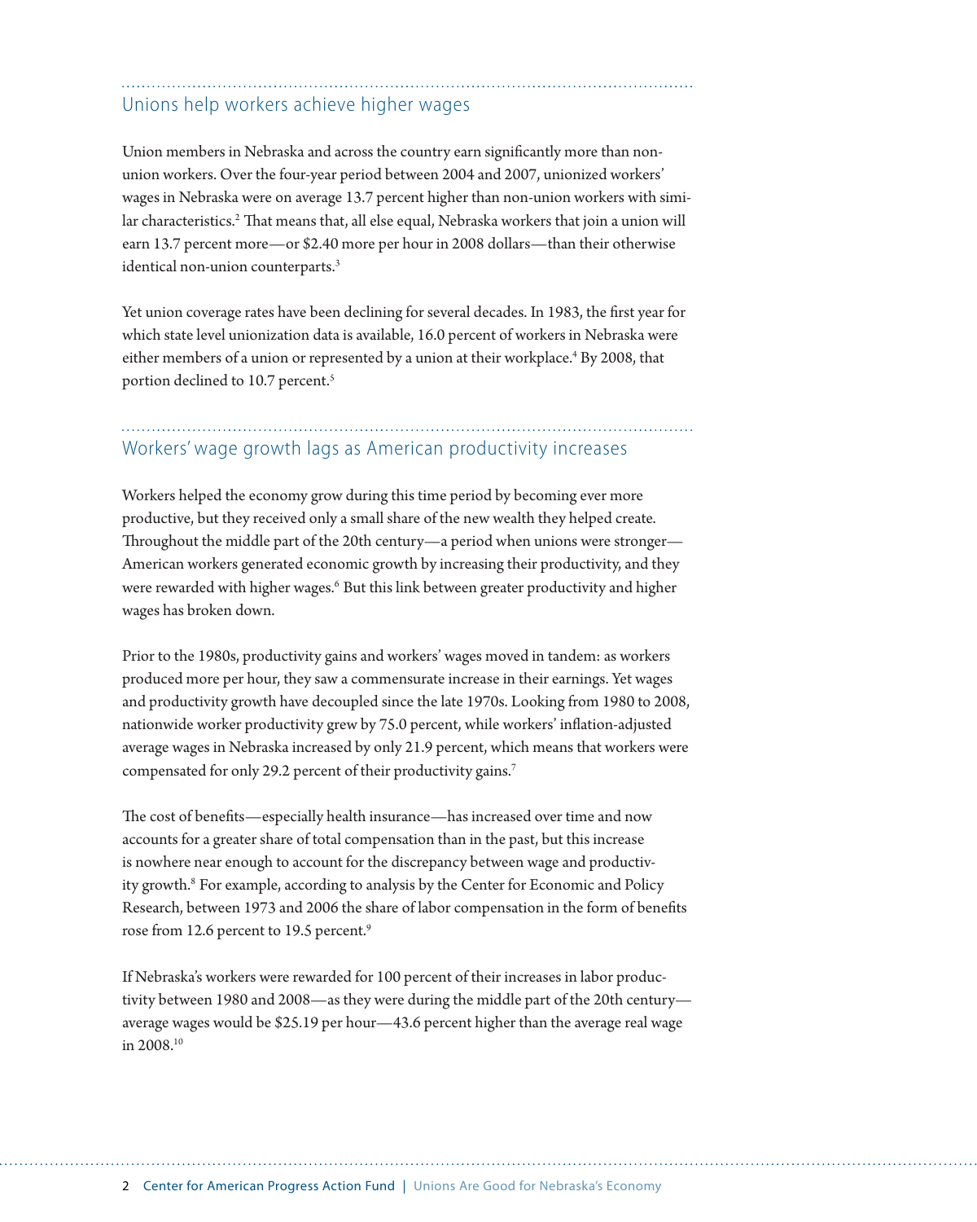## Unions help workers achieve higher wages

Union members in Nebraska and across the country earn significantly more than non-union workers. Over the four-year period between 2004 and 2007, unionized workers' wages in Nebraska were on average 13.7 percent higher than non-union workers with similar characteristics.[2] That means that, all else equal, Nebraska workers that join a union will earn 13.7 percent more—or $2.40 more per hour in 2008 dollars—than their otherwise identical non-union counterparts.[3]

Yet union coverage rates have been declining for several decades. In 1983, the first year for which state level unionization data is available, 16.0 percent of workers in Nebraska were either members of a union or represented by a union at their workplace.[4] By 2008, that portion declined to 10.7 percent.[5]

## Workers' wage growth lags as American productivity increases

Workers helped the economy grow during this time period by becoming ever more productive, but they received only a small share of the new wealth they helped create. Throughout the middle part of the 20th century—a period when unions were stronger—American workers generated economic growth by increasing their productivity, and they were rewarded with higher wages.[6] But this link between greater productivity and higher wages has broken down.

Prior to the 1980s, productivity gains and workers' wages moved in tandem: as workers produced more per hour, they saw a commensurate increase in their earnings. Yet wages and productivity growth have decoupled since the late 1970s. Looking from 1980 to 2008, nationwide worker productivity grew by 75.0 percent, while workers' inflation-adjusted average wages in Nebraska increased by only 21.9 percent, which means that workers were compensated for only 29.2 percent of their productivity gains.[7]

The cost of benefits—especially health insurance—has increased over time and now accounts for a greater share of total compensation than in the past, but this increase is nowhere near enough to account for the discrepancy between wage and productivity growth.[8] For example, according to analysis by the Center for Economic and Policy Research, between 1973 and 2006 the share of labor compensation in the form of benefits rose from 12.6 percent to 19.5 percent.[9]

If Nebraska's workers were rewarded for 100 percent of their increases in labor productivity between 1980 and 2008—as they were during the middle part of the 20th century—average wages would be $25.19 per hour—43.6 percent higher than the average real wage in 2008.[10]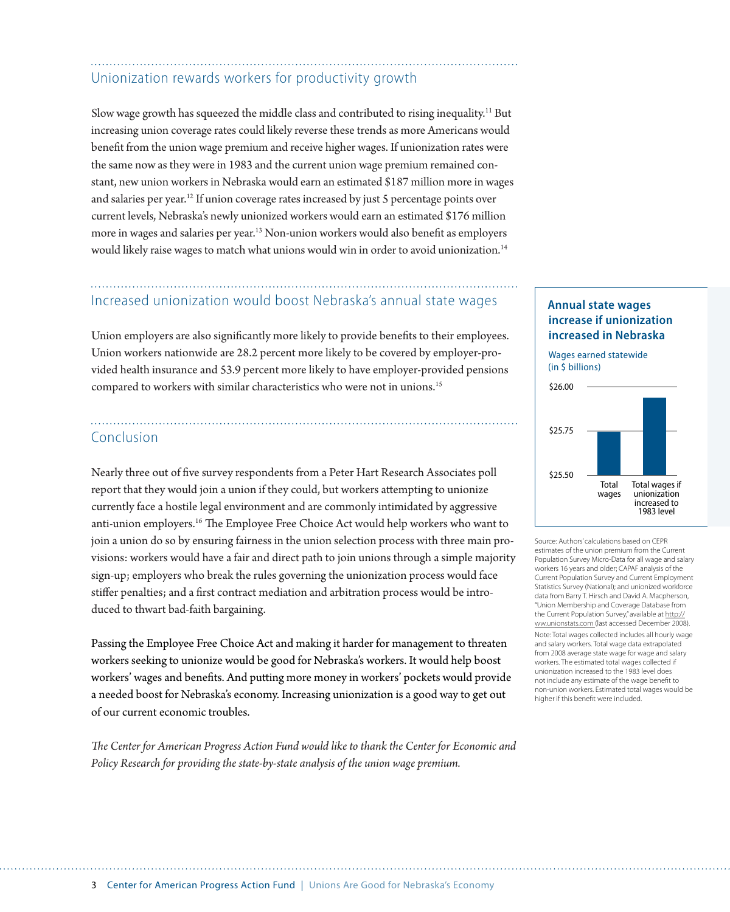## Unionization rewards workers for productivity growth

Slow wage growth has squeezed the middle class and contributed to rising inequality.[11] But increasing union coverage rates could likely reverse these trends as more Americans would benefit from the union wage premium and receive higher wages. If unionization rates were the same now as they were in 1983 and the current union wage premium remained constant, new union workers in Nebraska would earn an estimated $187 million more in wages and salaries per year.[12] If union coverage rates increased by just 5 percentage points over current levels, Nebraska's newly unionized workers would earn an estimated $176 million more in wages and salaries per year.[13] Non-union workers would also benefit as employers would likely raise wages to match what unions would win in order to avoid unionization.[14]

## Increased unionization would boost Nebraska's annual state wages

Union employers are also significantly more likely to provide benefits to their employees. Union workers nationwide are 28.2 percent more likely to be covered by employer-provided health insurance and 53.9 percent more likely to have employer-provided pensions compared to workers with similar characteristics who were not in unions.[15]

## Conclusion

Nearly three out of five survey respondents from a Peter Hart Research Associates poll report that they would join a union if they could, but workers attempting to unionize currently face a hostile legal environment and are commonly intimidated by aggressive anti-union employers.[16] The Employee Free Choice Act would help workers who want to join a union do so by ensuring fairness in the union selection process with three main provisions: workers would have a fair and direct path to join unions through a simple majority sign-up; employers who break the rules governing the unionization process would face stiffer penalties; and a first contract mediation and arbitration process would be introduced to thwart bad-faith bargaining.

Passing the Employee Free Choice Act and making it harder for management to threaten workers seeking to unionize would be good for Nebraska's workers. It would help boost workers' wages and benefits. And putting more money in workers' pockets would provide a needed boost for Nebraska's economy. Increasing unionization is a good way to get out of our current economic troubles.

*The Center for American Progress Action Fund would like to thank the Center for Economic and Policy Research for providing the state-by-state analysis of the union wage premium.*

### Annual state wages increase if unionization increased in Nebraska

Wages earned statewide (in $ billions)

| | Total wages | Total wages if unionization increased to 1983 level |
|---|---|---|
| Wages ($ billions; axis $25.50–$26.00) | ≈ $25.74 | ≈ $25.94 |

Source: Authors' calculations based on CEPR estimates of the union premium from the Current Population Survey Micro-Data for all wage and salary workers 16 years and older; CAPAF analysis of the Current Population Survey and Current Employment Statistics Survey (National); and unionized workforce data from Barry T. Hirsch and David A. Macpherson, "Union Membership and Coverage Database from the Current Population Survey," available at http://ww.unionstats.com (last accessed December 2008).

Note: Total wages collected includes all hourly wage and salary workers. Total wage data extrapolated from 2008 average state wage for wage and salary workers. The estimated total wages collected if unionization increased to the 1983 level does not include any estimate of the wage benefit to non-union workers. Estimated total wages would be higher if this benefit were included.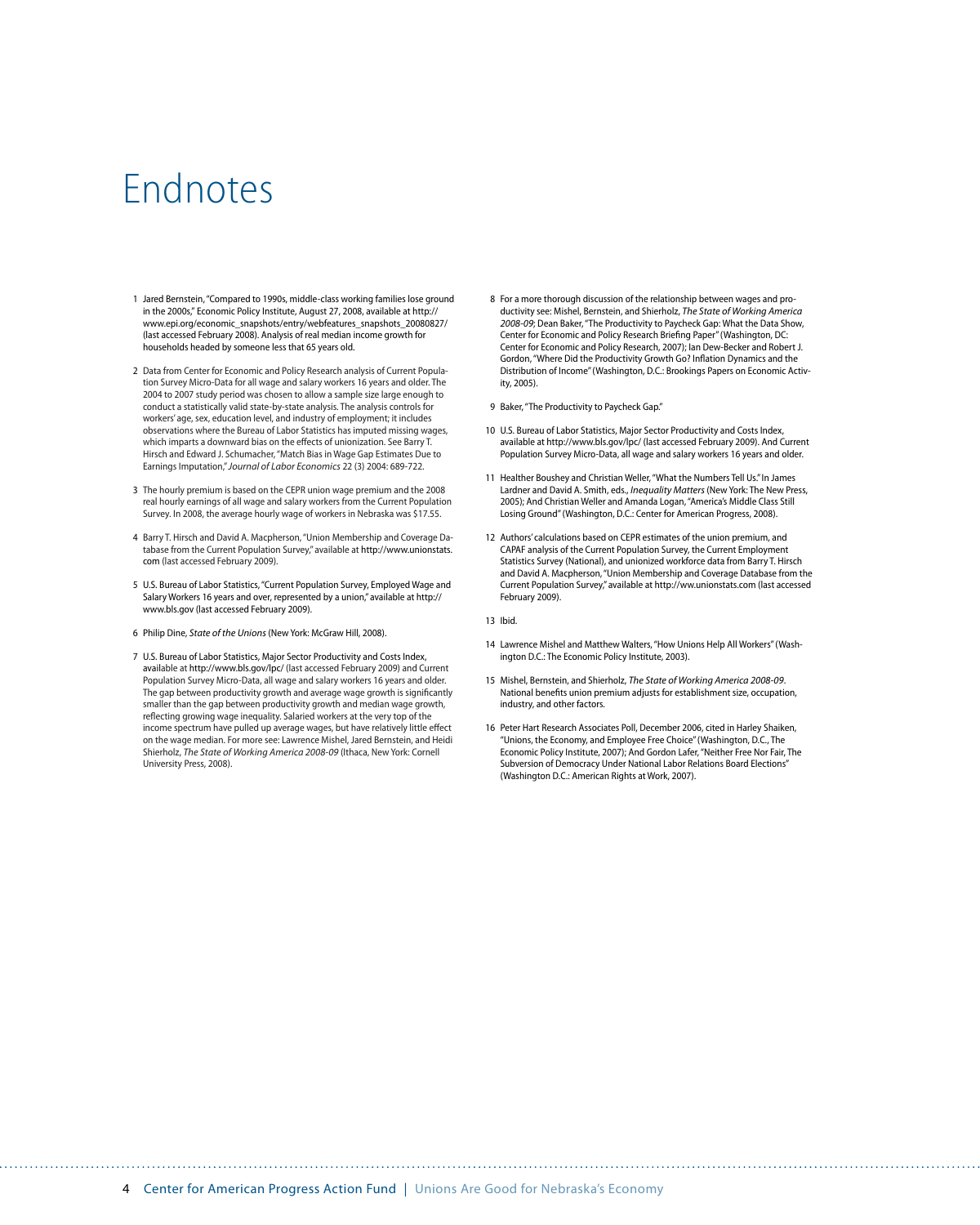# Endnotes

1. Jared Bernstein, "Compared to 1990s, middle-class working families lose ground in the 2000s," Economic Policy Institute, August 27, 2008, available at http://www.epi.org/economic_snapshots/entry/webfeatures_snapshots_20080827/ (last accessed February 2008). Analysis of real median income growth for households headed by someone less that 65 years old.

2. Data from Center for Economic and Policy Research analysis of Current Population Survey Micro-Data for all wage and salary workers 16 years and older. The 2004 to 2007 study period was chosen to allow a sample size large enough to conduct a statistically valid state-by-state analysis. The analysis controls for workers' age, sex, education level, and industry of employment; it includes observations where the Bureau of Labor Statistics has imputed missing wages, which imparts a downward bias on the effects of unionization. See Barry T. Hirsch and Edward J. Schumacher, "Match Bias in Wage Gap Estimates Due to Earnings Imputation," *Journal of Labor Economics* 22 (3) 2004: 689-722.

3. The hourly premium is based on the CEPR union wage premium and the 2008 real hourly earnings of all wage and salary workers from the Current Population Survey. In 2008, the average hourly wage of workers in Nebraska was $17.55.

4. Barry T. Hirsch and David A. Macpherson, "Union Membership and Coverage Database from the Current Population Survey," available at http://www.unionstats.com (last accessed February 2009).

5. U.S. Bureau of Labor Statistics, "Current Population Survey, Employed Wage and Salary Workers 16 years and over, represented by a union," available at http://www.bls.gov (last accessed February 2009).

6. Philip Dine, *State of the Unions* (New York: McGraw Hill, 2008).

7. U.S. Bureau of Labor Statistics, Major Sector Productivity and Costs Index, available at http://www.bls.gov/lpc/ (last accessed February 2009) and Current Population Survey Micro-Data, all wage and salary workers 16 years and older. The gap between productivity growth and average wage growth is significantly smaller than the gap between productivity growth and median wage growth, reflecting growing wage inequality. Salaried workers at the very top of the income spectrum have pulled up average wages, but have relatively little effect on the wage median. For more see: Lawrence Mishel, Jared Bernstein, and Heidi Shierholz, *The State of Working America 2008-09* (Ithaca, New York: Cornell University Press, 2008).

8. For a more thorough discussion of the relationship between wages and productivity see: Mishel, Bernstein, and Shierholz, *The State of Working America 2008-09*; Dean Baker, "The Productivity to Paycheck Gap: What the Data Show, Center for Economic and Policy Research Briefing Paper" (Washington, DC: Center for Economic and Policy Research, 2007); Ian Dew-Becker and Robert J. Gordon, "Where Did the Productivity Growth Go? Inflation Dynamics and the Distribution of Income" (Washington, D.C.: Brookings Papers on Economic Activity, 2005).

9. Baker, "The Productivity to Paycheck Gap."

10. U.S. Bureau of Labor Statistics, Major Sector Productivity and Costs Index, available at http://www.bls.gov/lpc/ (last accessed February 2009). And Current Population Survey Micro-Data, all wage and salary workers 16 years and older.

11. Healther Boushey and Christian Weller, "What the Numbers Tell Us." In James Lardner and David A. Smith, eds., *Inequality Matters* (New York: The New Press, 2005); And Christian Weller and Amanda Logan, "America's Middle Class Still Losing Ground" (Washington, D.C.: Center for American Progress, 2008).

12. Authors' calculations based on CEPR estimates of the union premium, and CAPAF analysis of the Current Population Survey, the Current Employment Statistics Survey (National), and unionized workforce data from Barry T. Hirsch and David A. Macpherson, "Union Membership and Coverage Database from the Current Population Survey," available at http://ww.unionstats.com (last accessed February 2009).

13. Ibid.

14. Lawrence Mishel and Matthew Walters, "How Unions Help All Workers" (Washington D.C.: The Economic Policy Institute, 2003).

15. Mishel, Bernstein, and Shierholz, *The State of Working America 2008-09*. National benefits union premium adjusts for establishment size, occupation, industry, and other factors.

16. Peter Hart Research Associates Poll, December 2006, cited in Harley Shaiken, "Unions, the Economy, and Employee Free Choice" (Washington, D.C., The Economic Policy Institute, 2007); And Gordon Lafer, "Neither Free Nor Fair, The Subversion of Democracy Under National Labor Relations Board Elections" (Washington D.C.: American Rights at Work, 2007).